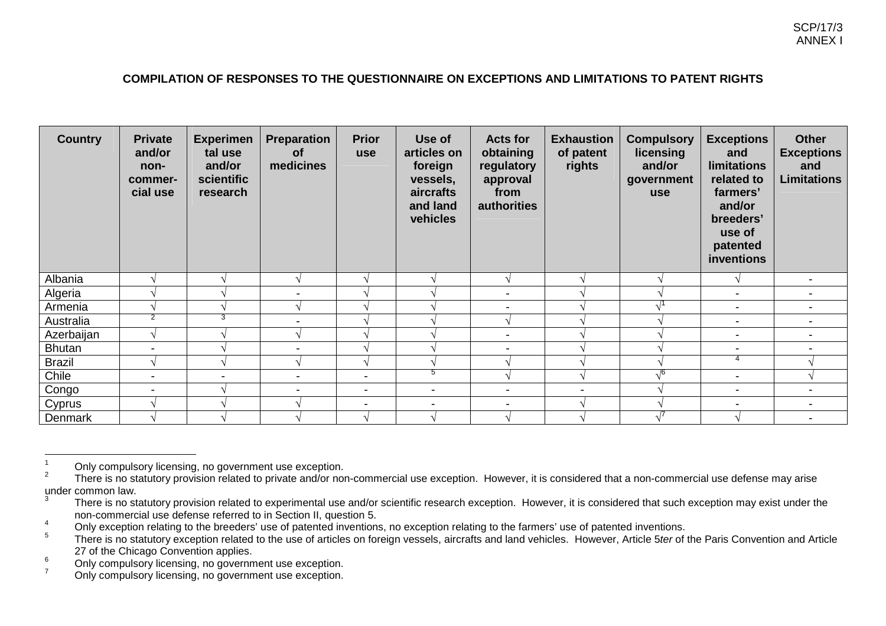SCP/17/3
ANNEX I

**COMPILATION OF RESPONSES TO THE QUESTIONNAIRE ON EXCEPTIONS AND LIMITATIONS TO PATENT RIGHTS**

| Country | Private and/or non-commer-cial use | Experimental use and/or scientific research | Preparation of medicines | Prior use | Use of articles on foreign vessels, aircrafts and land vehicles | Acts for obtaining regulatory approval from authorities | Exhaustion of patent rights | Compulsory licensing and/or government use | Exceptions and limitations related to farmers' and/or breeders' use of patented inventions | Other Exceptions and Limitations |
|---|---|---|---|---|---|---|---|---|---|---|
| Albania | √ | √ | √ | √ | √ | √ | √ | √ | √ | - |
| Algeria | √ | √ | - | √ | √ | - | √ | √ | - | - |
| Armenia | √ | √ | √ | √ | √ | - | √ | √[1] | - | - |
| Australia | [2] | [3] | - | √ | √ | √ | √ | √ | - | - |
| Azerbaijan | √ | √ | √ | √ | √ | - | √ | √ | - | - |
| Bhutan | - | √ | - | √ | √ | - | √ | √ | - | - |
| Brazil | √ | √ | √ | √ | √ | √ | √ | √ | [4] | √ |
| Chile | - | - | - | - | [5] | √ | √ | √[6] | - | √ |
| Congo | - | √ | - | - | - | - | - | √ | - | - |
| Cyprus | √ | √ | √ | - | - | - | √ | √ | - | - |
| Denmark | √ | √ | √ | √ | √ | √ | √ | √[7] | √ | - |

[1] Only compulsory licensing, no government use exception.

[2] There is no statutory provision related to private and/or non-commercial use exception. However, it is considered that a non-commercial use defense may arise under common law.

[3] There is no statutory provision related to experimental use and/or scientific research exception. However, it is considered that such exception may exist under the non-commercial use defense referred to in Section II, question 5.

[4] Only exception relating to the breeders' use of patented inventions, no exception relating to the farmers' use of patented inventions.

[5] There is no statutory exception related to the use of articles on foreign vessels, aircrafts and land vehicles. However, Article 5*ter* of the Paris Convention and Article 27 of the Chicago Convention applies.

[6] Only compulsory licensing, no government use exception.

[7] Only compulsory licensing, no government use exception.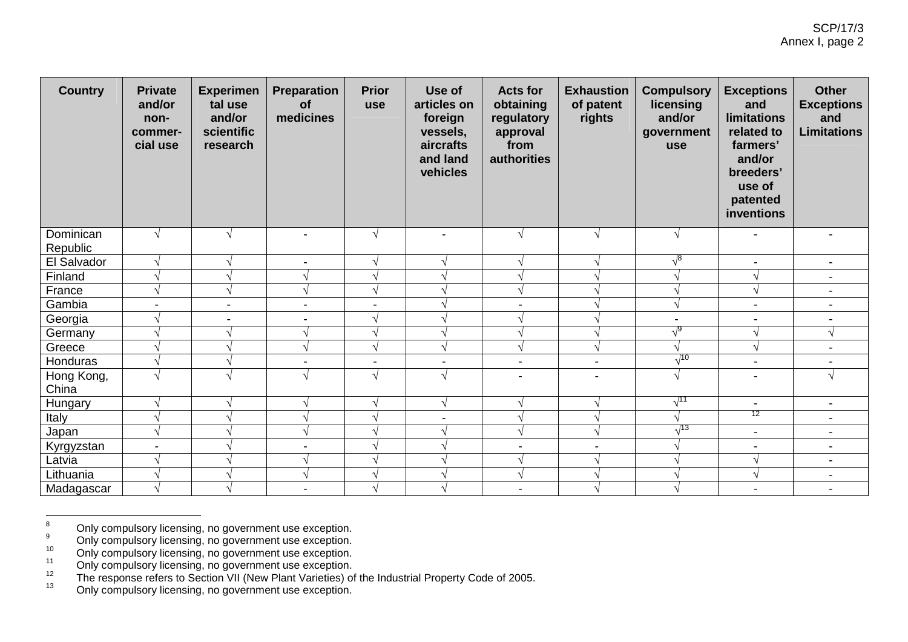| Country | Private and/or non-commer-cial use | Experimental use and/or scientific research | Preparation of medicines | Prior use | Use of articles on foreign vessels, aircrafts and land vehicles | Acts for obtaining regulatory approval from authorities | Exhaustion of patent rights | Compulsory licensing and/or government use | Exceptions and limitations related to farmers' and/or breeders' use of patented inventions | Other Exceptions and Limitations |
|---|---|---|---|---|---|---|---|---|---|---|
| Dominican Republic | √ | √ | - | √ | - | √ | √ | √ | - | - |
| El Salvador | √ | √ | - | √ | √ | √ | √ | √[8] | - | - |
| Finland | √ | √ | √ | √ | √ | √ | √ | √ | √ | - |
| France | √ | √ | √ | √ | √ | √ | √ | √ | √ | - |
| Gambia | - | - | - | - | √ | - | √ | √ | - | - |
| Georgia | √ | - | - | √ | √ | √ | √ | - | - | - |
| Germany | √ | √ | √ | √ | √ | √ | √ | √[9] | √ | √ |
| Greece | √ | √ | √ | √ | √ | √ | √ | √ | √ | - |
| Honduras | √ | √ | - | - | - | - | - | √[10] | - | - |
| Hong Kong, China | √ | √ | √ | √ | √ | - | - | √ | - | √ |
| Hungary | √ | √ | √ | √ | √ | √ | √ | √[11] | - | - |
| Italy | √ | √ | √ | √ | - | √ | √ | √ | [12] | - |
| Japan | √ | √ | √ | √ | √ | √ | √ | √[13] | - | - |
| Kyrgyzstan | - | √ | - | √ | √ | - | - | √ | - | - |
| Latvia | √ | √ | √ | √ | √ | √ | √ | √ | √ | - |
| Lithuania | √ | √ | √ | √ | √ | √ | √ | √ | √ | - |
| Madagascar | √ | √ | - | √ | √ | - | √ | √ | - | - |

[8] Only compulsory licensing, no government use exception.

[9] Only compulsory licensing, no government use exception.

[10] Only compulsory licensing, no government use exception.

[11] Only compulsory licensing, no government use exception.

[12] The response refers to Section VII (New Plant Varieties) of the Industrial Property Code of 2005.

[13] Only compulsory licensing, no government use exception.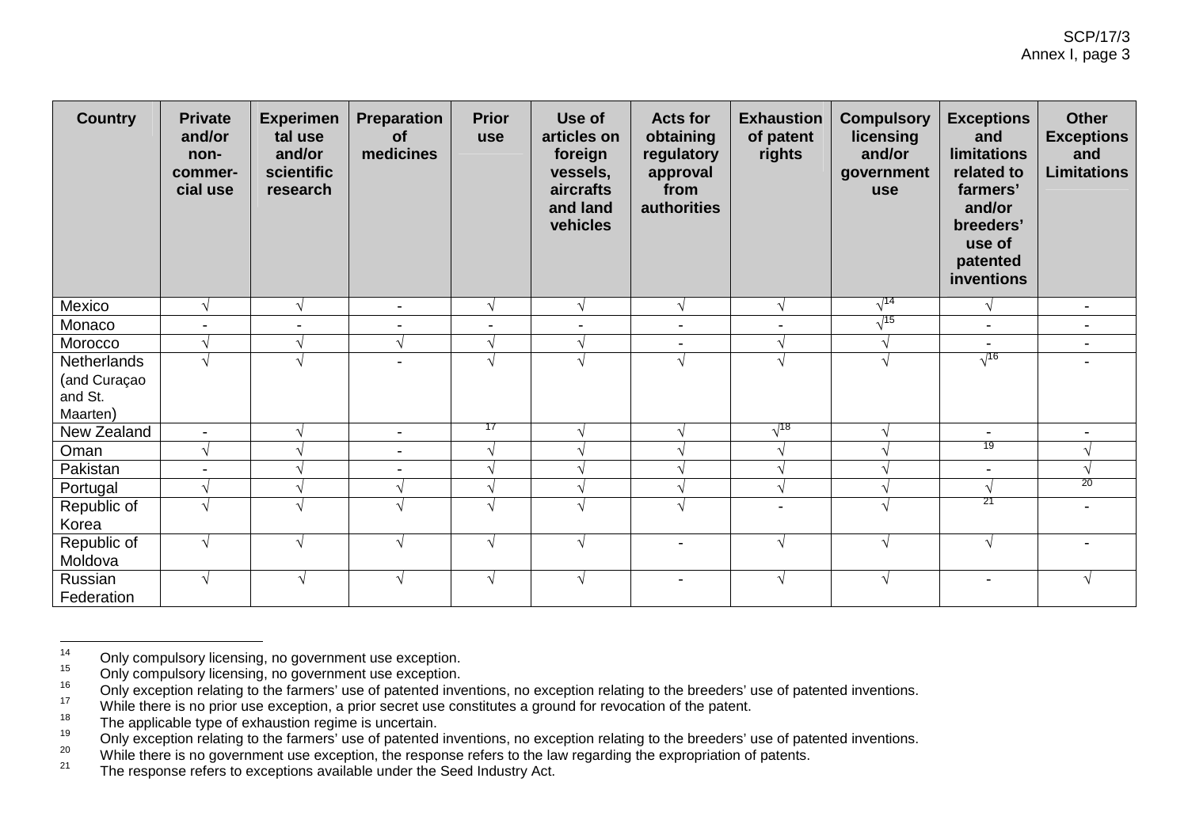| Country | Private and/or non-commer-cial use | Experimental use and/or scientific research | Preparation of medicines | Prior use | Use of articles on foreign vessels, aircrafts and land vehicles | Acts for obtaining regulatory approval from authorities | Exhaustion of patent rights | Compulsory licensing and/or government use | Exceptions and limitations related to farmers' and/or breeders' use of patented inventions | Other Exceptions and Limitations |
|---|---|---|---|---|---|---|---|---|---|---|
| Mexico | √ | √ | - | √ | √ | √ | √ | √[14] | √ | - |
| Monaco | - | - | - | - | - | - | - | √[15] | - | - |
| Morocco | √ | √ | √ | √ | √ | - | √ | √ | - | - |
| Netherlands (and Curaçao and St. Maarten) | √ | √ | - | √ | √ | √ | √ | √ | √[16] | - |
| New Zealand | - | √ | - | [17] | √ | √ | √[18] | √ | - | - |
| Oman | √ | √ | - | √ | √ | √ | √ | √ | [19] | √ |
| Pakistan | - | √ | - | √ | √ | √ | √ | √ | - | √ |
| Portugal | √ | √ | √ | √ | √ | √ | √ | √ | √ | [20] |
| Republic of Korea | √ | √ | √ | √ | √ | √ | - | √ | [21] | - |
| Republic of Moldova | √ | √ | √ | √ | √ | - | √ | √ | √ | - |
| Russian Federation | √ | √ | √ | √ | √ | - | √ | √ | - | √ |

---

14 Only compulsory licensing, no government use exception.

15 Only compulsory licensing, no government use exception.

16 Only exception relating to the farmers' use of patented inventions, no exception relating to the breeders' use of patented inventions.

17 While there is no prior use exception, a prior secret use constitutes a ground for revocation of the patent.

18 The applicable type of exhaustion regime is uncertain.

19 Only exception relating to the farmers' use of patented inventions, no exception relating to the breeders' use of patented inventions.

20 While there is no government use exception, the response refers to the law regarding the expropriation of patents.

21 The response refers to exceptions available under the Seed Industry Act.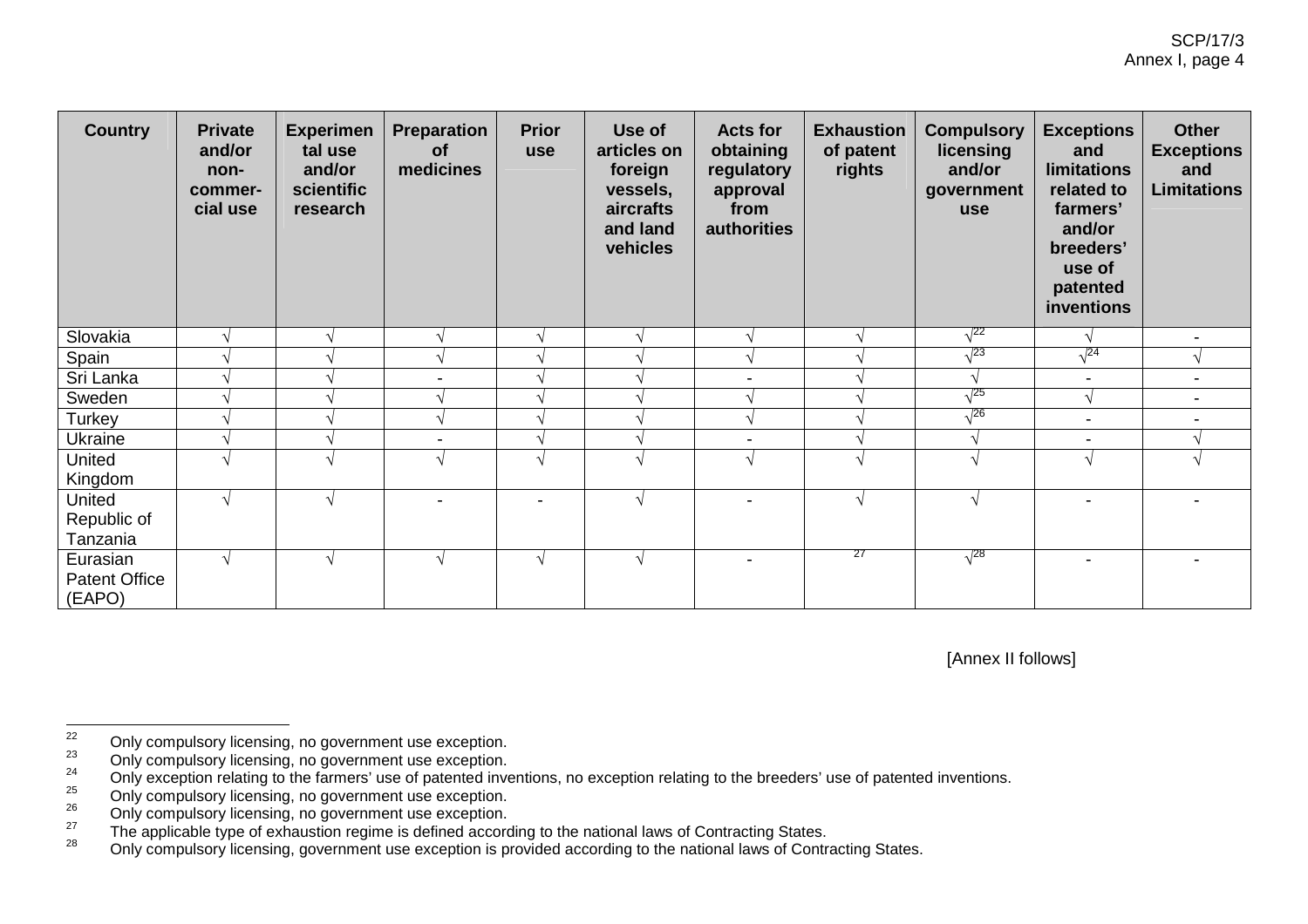| Country | Private and/or non-commer-cial use | Experimental use and/or scientific research | Preparation of medicines | Prior use | Use of articles on foreign vessels, aircrafts and land vehicles | Acts for obtaining regulatory approval from authorities | Exhaustion of patent rights | Compulsory licensing and/or government use | Exceptions and limitations related to farmers' and/or breeders' use of patented inventions | Other Exceptions and Limitations |
|---|---|---|---|---|---|---|---|---|---|---|
| Slovakia | √ | √ | √ | √ | √ | √ | √ | √[22] | √ | - |
| Spain | √ | √ | √ | √ | √ | √ | √ | √[23] | √[24] | √ |
| Sri Lanka | √ | √ | - | √ | √ | - | √ | √ | - | - |
| Sweden | √ | √ | √ | √ | √ | √ | √ | √[25] | √ | - |
| Turkey | √ | √ | √ | √ | √ | √ | √ | √[26] | - | - |
| Ukraine | √ | √ | - | √ | √ | - | √ | √ | - | √ |
| United Kingdom | √ | √ | √ | √ | √ | √ | √ | √ | √ | √ |
| United Republic of Tanzania | √ | √ | - | - | √ | - | √ | √ | - | - |
| Eurasian Patent Office (EAPO) | √ | √ | √ | √ | √ | - | [27] | √[28] | - | - |

[Annex II follows]

---

[22] Only compulsory licensing, no government use exception.

[23] Only compulsory licensing, no government use exception.

[24] Only exception relating to the farmers' use of patented inventions, no exception relating to the breeders' use of patented inventions.

[25] Only compulsory licensing, no government use exception.

[26] Only compulsory licensing, no government use exception.

[27] The applicable type of exhaustion regime is defined according to the national laws of Contracting States.

[28] Only compulsory licensing, government use exception is provided according to the national laws of Contracting States.